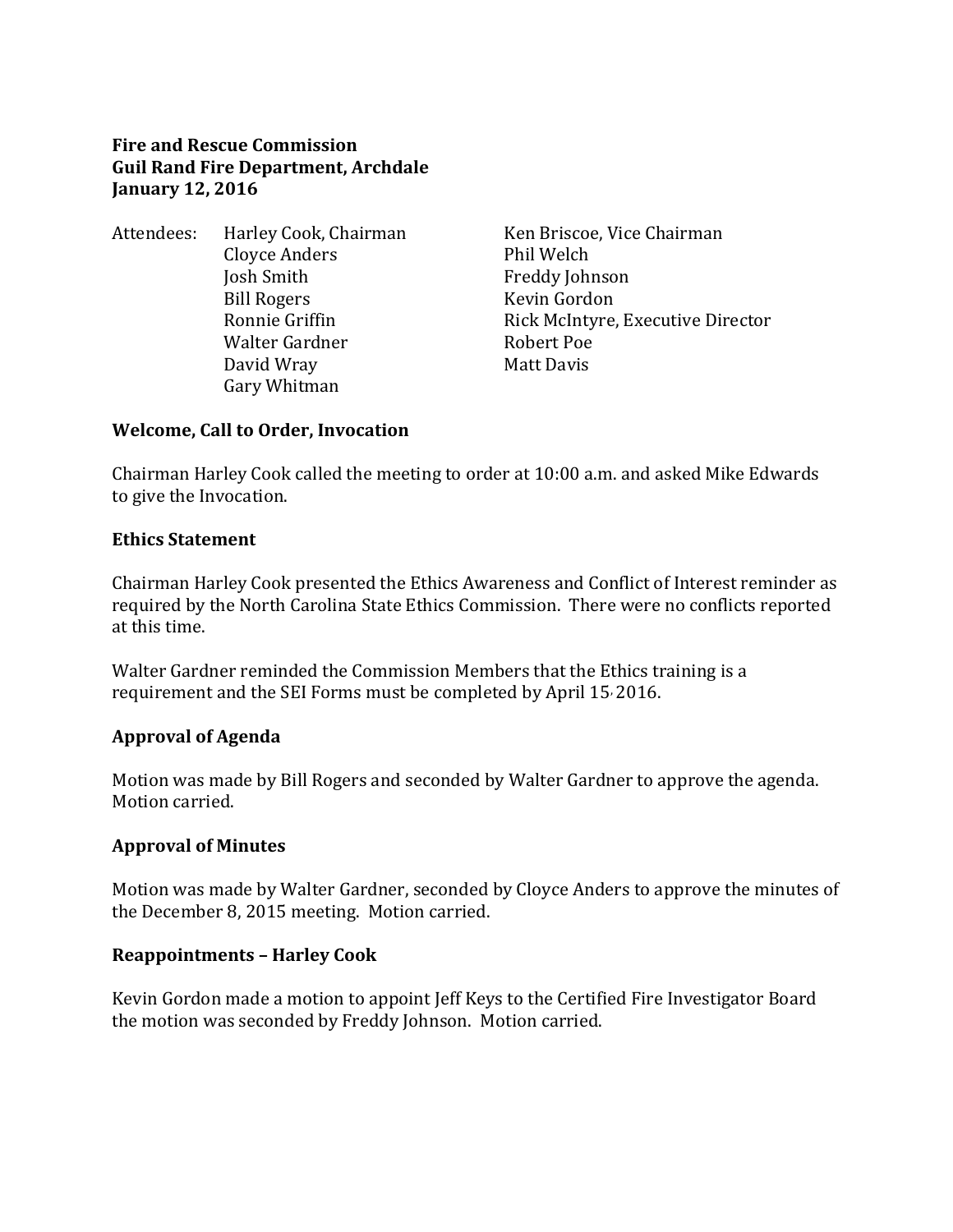**Fire and Rescue Commission**
**Guil Rand Fire Department, Archdale**
**January 12, 2016**

Attendees:

| | |
|---|---|
| Harley Cook, Chairman | Ken Briscoe, Vice Chairman |
| Cloyce Anders | Phil Welch |
| Josh Smith | Freddy Johnson |
| Bill Rogers | Kevin Gordon |
| Ronnie Griffin | Rick McIntyre, Executive Director |
| Walter Gardner | Robert Poe |
| David Wray | Matt Davis |
| Gary Whitman | |

**Welcome, Call to Order, Invocation**

Chairman Harley Cook called the meeting to order at 10:00 a.m. and asked Mike Edwards to give the Invocation.

**Ethics Statement**

Chairman Harley Cook presented the Ethics Awareness and Conflict of Interest reminder as required by the North Carolina State Ethics Commission. There were no conflicts reported at this time.

Walter Gardner reminded the Commission Members that the Ethics training is a requirement and the SEI Forms must be completed by April 15, 2016.

**Approval of Agenda**

Motion was made by Bill Rogers and seconded by Walter Gardner to approve the agenda. Motion carried.

**Approval of Minutes**

Motion was made by Walter Gardner, seconded by Cloyce Anders to approve the minutes of the December 8, 2015 meeting. Motion carried.

**Reappointments – Harley Cook**

Kevin Gordon made a motion to appoint Jeff Keys to the Certified Fire Investigator Board the motion was seconded by Freddy Johnson. Motion carried.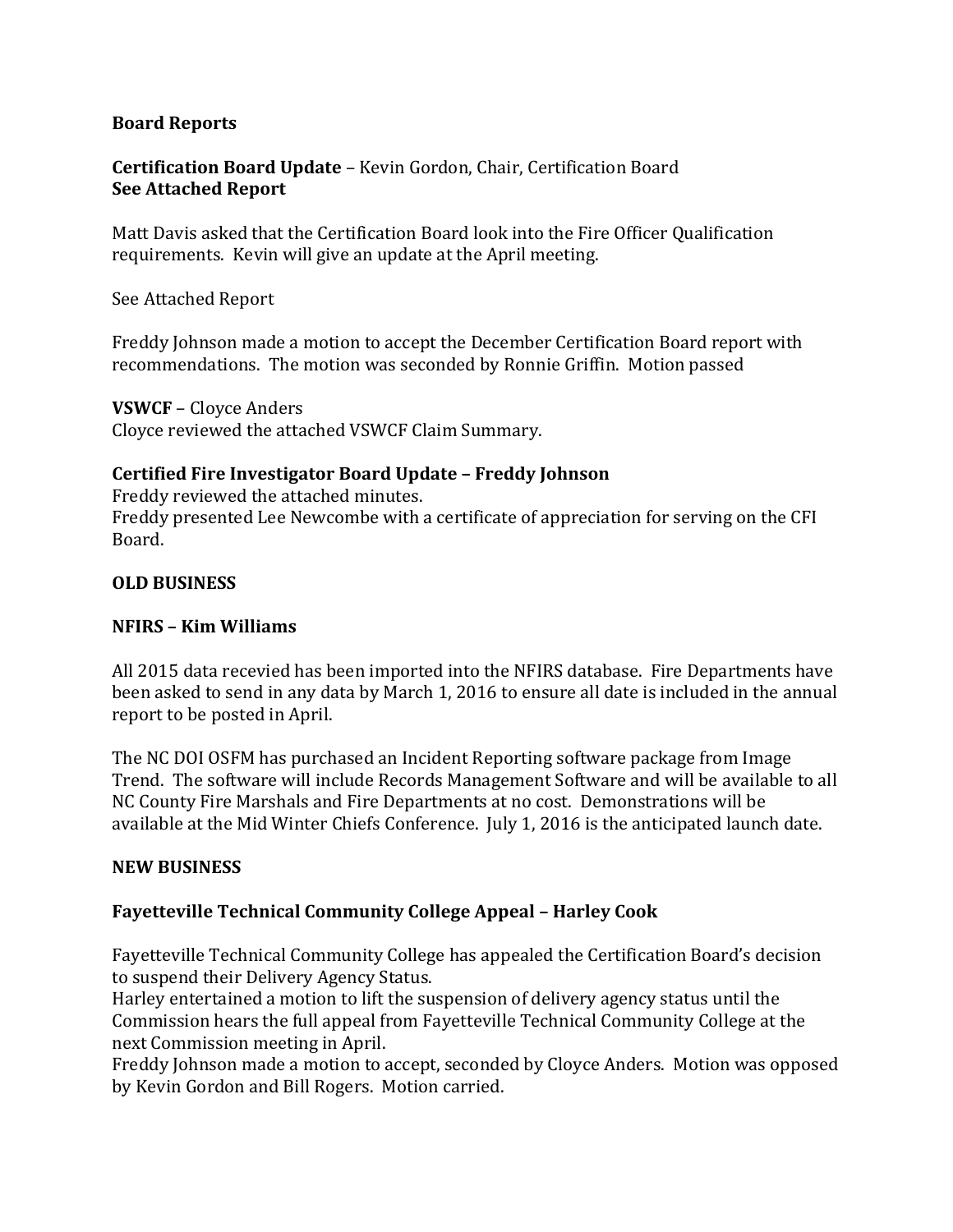**Board Reports**

**Certification Board Update** – Kevin Gordon, Chair, Certification Board
**See Attached Report**

Matt Davis asked that the Certification Board look into the Fire Officer Qualification requirements. Kevin will give an update at the April meeting.

See Attached Report

Freddy Johnson made a motion to accept the December Certification Board report with recommendations. The motion was seconded by Ronnie Griffin. Motion passed

**VSWCF** – Cloyce Anders
Cloyce reviewed the attached VSWCF Claim Summary.

**Certified Fire Investigator Board Update – Freddy Johnson**
Freddy reviewed the attached minutes.
Freddy presented Lee Newcombe with a certificate of appreciation for serving on the CFI Board.

**OLD BUSINESS**

**NFIRS – Kim Williams**

All 2015 data recevied has been imported into the NFIRS database. Fire Departments have been asked to send in any data by March 1, 2016 to ensure all date is included in the annual report to be posted in April.

The NC DOI OSFM has purchased an Incident Reporting software package from Image Trend. The software will include Records Management Software and will be available to all NC County Fire Marshals and Fire Departments at no cost. Demonstrations will be available at the Mid Winter Chiefs Conference. July 1, 2016 is the anticipated launch date.

**NEW BUSINESS**

**Fayetteville Technical Community College Appeal – Harley Cook**

Fayetteville Technical Community College has appealed the Certification Board's decision to suspend their Delivery Agency Status.
Harley entertained a motion to lift the suspension of delivery agency status until the Commission hears the full appeal from Fayetteville Technical Community College at the next Commission meeting in April.
Freddy Johnson made a motion to accept, seconded by Cloyce Anders. Motion was opposed by Kevin Gordon and Bill Rogers. Motion carried.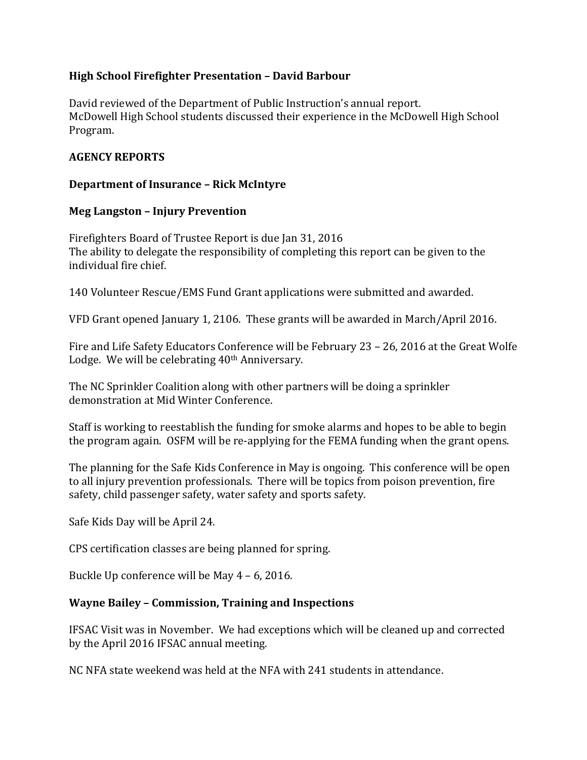**High School Firefighter Presentation – David Barbour**

David reviewed of the Department of Public Instruction's annual report.
McDowell High School students discussed their experience in the McDowell High School Program.

**AGENCY REPORTS**

**Department of Insurance – Rick McIntyre**

**Meg Langston – Injury Prevention**

Firefighters Board of Trustee Report is due Jan 31, 2016
The ability to delegate the responsibility of completing this report can be given to the individual fire chief.

140 Volunteer Rescue/EMS Fund Grant applications were submitted and awarded.

VFD Grant opened January 1, 2106. These grants will be awarded in March/April 2016.

Fire and Life Safety Educators Conference will be February 23 – 26, 2016 at the Great Wolfe Lodge. We will be celebrating 40th Anniversary.

The NC Sprinkler Coalition along with other partners will be doing a sprinkler demonstration at Mid Winter Conference.

Staff is working to reestablish the funding for smoke alarms and hopes to be able to begin the program again. OSFM will be re-applying for the FEMA funding when the grant opens.

The planning for the Safe Kids Conference in May is ongoing. This conference will be open to all injury prevention professionals. There will be topics from poison prevention, fire safety, child passenger safety, water safety and sports safety.

Safe Kids Day will be April 24.

CPS certification classes are being planned for spring.

Buckle Up conference will be May 4 – 6, 2016.

**Wayne Bailey – Commission, Training and Inspections**

IFSAC Visit was in November. We had exceptions which will be cleaned up and corrected by the April 2016 IFSAC annual meeting.

NC NFA state weekend was held at the NFA with 241 students in attendance.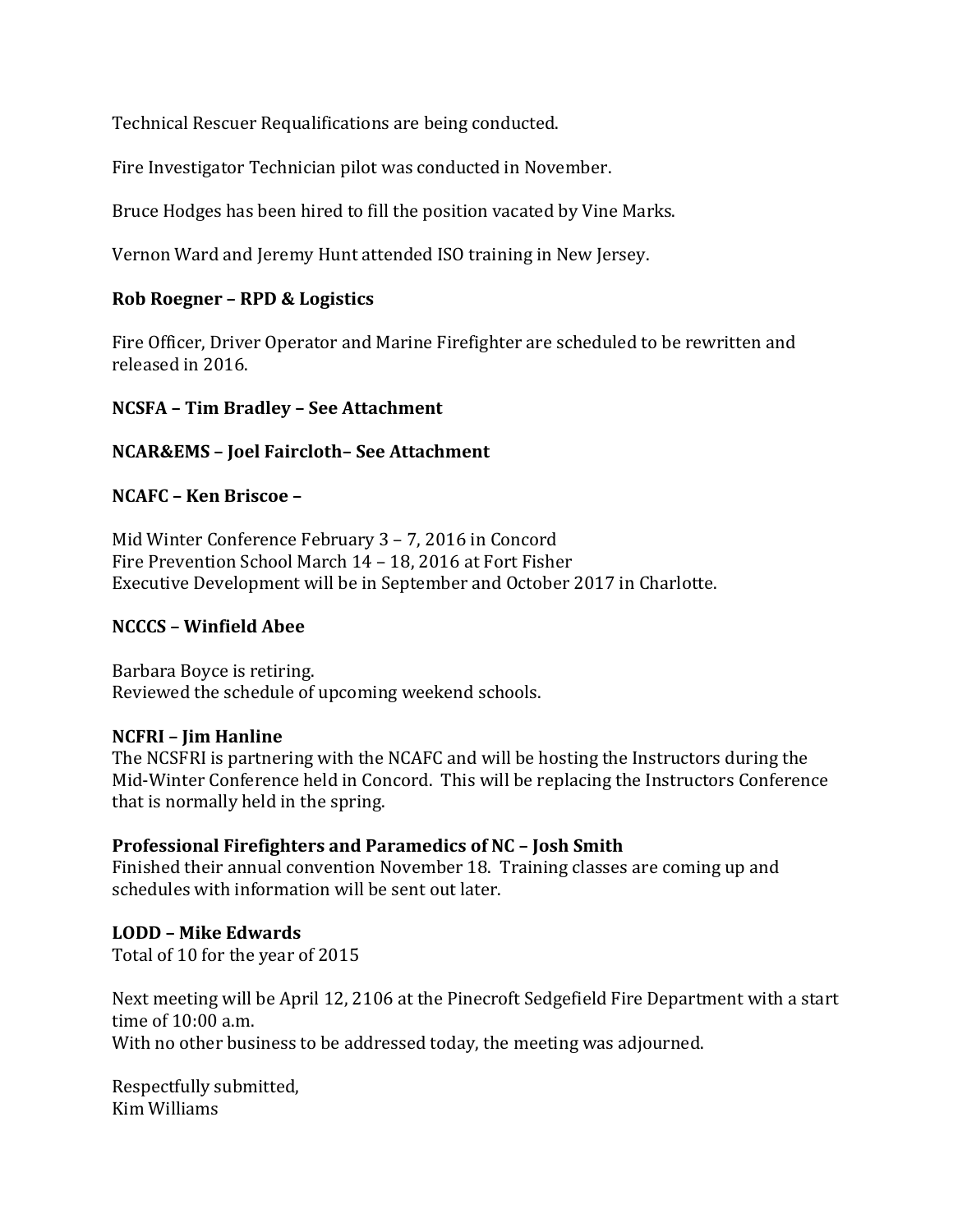Technical Rescuer Requalifications are being conducted.

Fire Investigator Technician pilot was conducted in November.

Bruce Hodges has been hired to fill the position vacated by Vine Marks.

Vernon Ward and Jeremy Hunt attended ISO training in New Jersey.

**Rob Roegner – RPD & Logistics**

Fire Officer, Driver Operator and Marine Firefighter are scheduled to be rewritten and released in 2016.

**NCSFA – Tim Bradley – See Attachment**

**NCAR&EMS – Joel Faircloth– See Attachment**

**NCAFC – Ken Briscoe –**

Mid Winter Conference February 3 – 7, 2016 in Concord
Fire Prevention School March 14 – 18, 2016 at Fort Fisher
Executive Development will be in September and October 2017 in Charlotte.

**NCCCS – Winfield Abee**

Barbara Boyce is retiring.
Reviewed the schedule of upcoming weekend schools.

**NCFRI – Jim Hanline**
The NCSFRI is partnering with the NCAFC and will be hosting the Instructors during the Mid-Winter Conference held in Concord. This will be replacing the Instructors Conference that is normally held in the spring.

**Professional Firefighters and Paramedics of NC – Josh Smith**
Finished their annual convention November 18. Training classes are coming up and schedules with information will be sent out later.

**LODD – Mike Edwards**
Total of 10 for the year of 2015

Next meeting will be April 12, 2106 at the Pinecroft Sedgefield Fire Department with a start time of 10:00 a.m.
With no other business to be addressed today, the meeting was adjourned.

Respectfully submitted,
Kim Williams